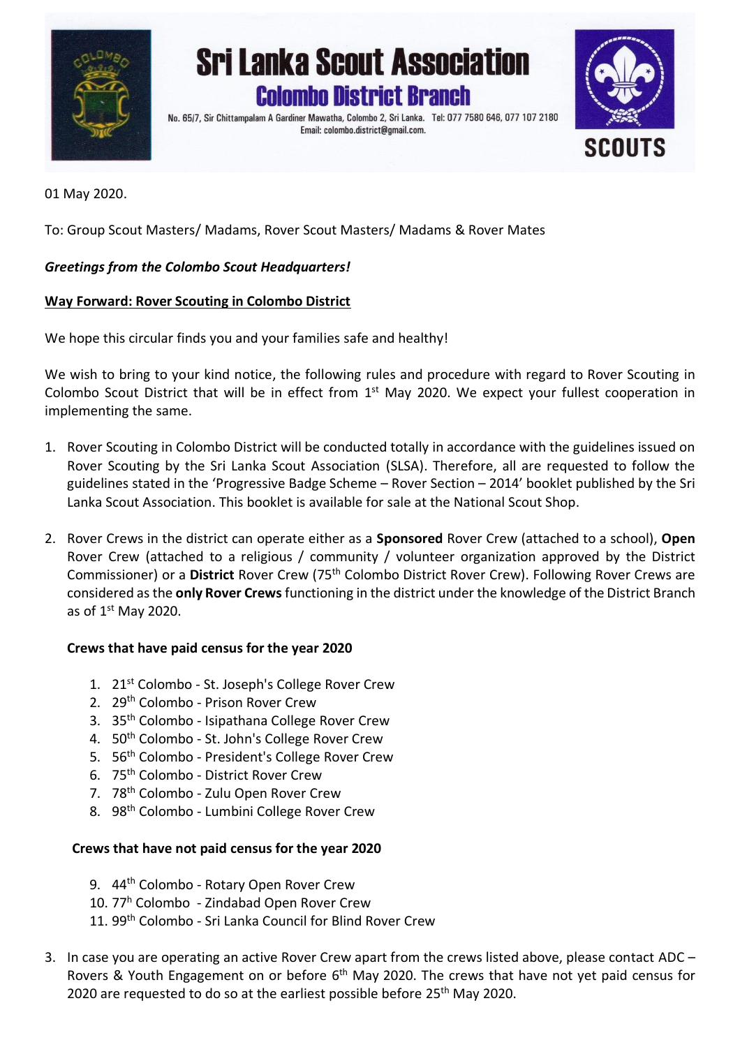# Sri Lanka Scout Association

## Colombo District Branch

No. 65/7, Sir Chittampalam A Gardiner Mawatha, Colombo 2, Sri Lanka. Tel: 077 7580 646, 077 107 2180
Email: colombo.district@gmail.com.

SCOUTS

01 May 2020.

To: Group Scout Masters/ Madams, Rover Scout Masters/ Madams & Rover Mates

***Greetings from the Colombo Scout Headquarters!***

**Way Forward: Rover Scouting in Colombo District**

We hope this circular finds you and your families safe and healthy!

We wish to bring to your kind notice, the following rules and procedure with regard to Rover Scouting in Colombo Scout District that will be in effect from 1st May 2020. We expect your fullest cooperation in implementing the same.

1. Rover Scouting in Colombo District will be conducted totally in accordance with the guidelines issued on Rover Scouting by the Sri Lanka Scout Association (SLSA). Therefore, all are requested to follow the guidelines stated in the 'Progressive Badge Scheme – Rover Section – 2014' booklet published by the Sri Lanka Scout Association. This booklet is available for sale at the National Scout Shop.

2. Rover Crews in the district can operate either as a **Sponsored** Rover Crew (attached to a school), **Open** Rover Crew (attached to a religious / community / volunteer organization approved by the District Commissioner) or a **District** Rover Crew (75th Colombo District Rover Crew). Following Rover Crews are considered as the **only Rover Crews** functioning in the district under the knowledge of the District Branch as of 1st May 2020.

   **Crews that have paid census for the year 2020**

   1. 21st Colombo - St. Joseph's College Rover Crew
   2. 29th Colombo - Prison Rover Crew
   3. 35th Colombo - Isipathana College Rover Crew
   4. 50th Colombo - St. John's College Rover Crew
   5. 56th Colombo - President's College Rover Crew
   6. 75th Colombo - District Rover Crew
   7. 78th Colombo - Zulu Open Rover Crew
   8. 98th Colombo - Lumbini College Rover Crew

   **Crews that have not paid census for the year 2020**

   9. 44th Colombo - Rotary Open Rover Crew
   10. 77h Colombo - Zindabad Open Rover Crew
   11. 99th Colombo - Sri Lanka Council for Blind Rover Crew

3. In case you are operating an active Rover Crew apart from the crews listed above, please contact ADC – Rovers & Youth Engagement on or before 6th May 2020. The crews that have not yet paid census for 2020 are requested to do so at the earliest possible before 25th May 2020.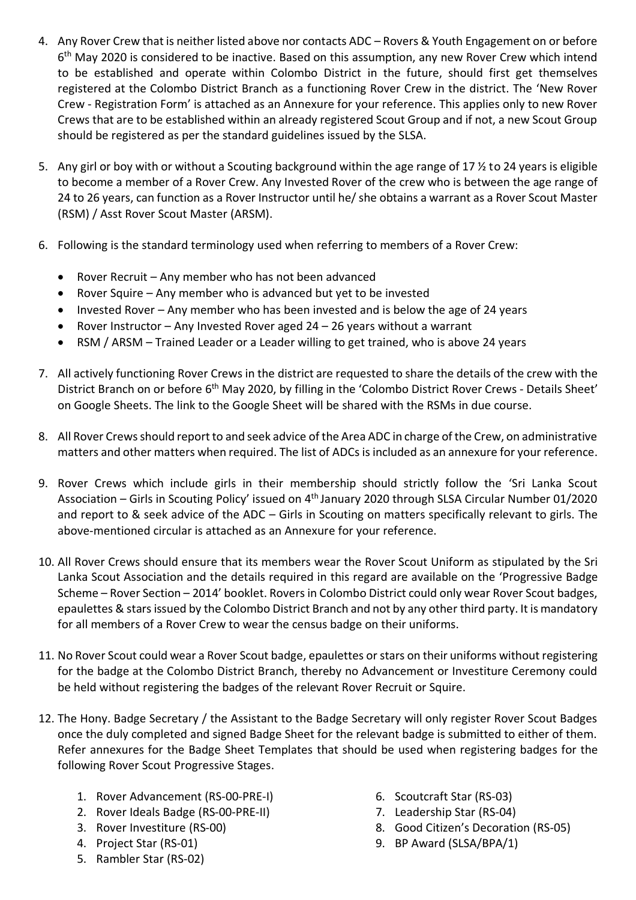4. Any Rover Crew that is neither listed above nor contacts ADC – Rovers & Youth Engagement on or before 6th May 2020 is considered to be inactive. Based on this assumption, any new Rover Crew which intend to be established and operate within Colombo District in the future, should first get themselves registered at the Colombo District Branch as a functioning Rover Crew in the district. The 'New Rover Crew - Registration Form' is attached as an Annexure for your reference. This applies only to new Rover Crews that are to be established within an already registered Scout Group and if not, a new Scout Group should be registered as per the standard guidelines issued by the SLSA.

5. Any girl or boy with or without a Scouting background within the age range of 17 ½ to 24 years is eligible to become a member of a Rover Crew. Any Invested Rover of the crew who is between the age range of 24 to 26 years, can function as a Rover Instructor until he/ she obtains a warrant as a Rover Scout Master (RSM) / Asst Rover Scout Master (ARSM).

6. Following is the standard terminology used when referring to members of a Rover Crew:

    - Rover Recruit – Any member who has not been advanced
    - Rover Squire – Any member who is advanced but yet to be invested
    - Invested Rover – Any member who has been invested and is below the age of 24 years
    - Rover Instructor – Any Invested Rover aged 24 – 26 years without a warrant
    - RSM / ARSM – Trained Leader or a Leader willing to get trained, who is above 24 years

7. All actively functioning Rover Crews in the district are requested to share the details of the crew with the District Branch on or before 6th May 2020, by filling in the 'Colombo District Rover Crews - Details Sheet' on Google Sheets. The link to the Google Sheet will be shared with the RSMs in due course.

8. All Rover Crews should report to and seek advice of the Area ADC in charge of the Crew, on administrative matters and other matters when required. The list of ADCs is included as an annexure for your reference.

9. Rover Crews which include girls in their membership should strictly follow the 'Sri Lanka Scout Association – Girls in Scouting Policy' issued on 4th January 2020 through SLSA Circular Number 01/2020 and report to & seek advice of the ADC – Girls in Scouting on matters specifically relevant to girls. The above-mentioned circular is attached as an Annexure for your reference.

10. All Rover Crews should ensure that its members wear the Rover Scout Uniform as stipulated by the Sri Lanka Scout Association and the details required in this regard are available on the 'Progressive Badge Scheme – Rover Section – 2014' booklet. Rovers in Colombo District could only wear Rover Scout badges, epaulettes & stars issued by the Colombo District Branch and not by any other third party. It is mandatory for all members of a Rover Crew to wear the census badge on their uniforms.

11. No Rover Scout could wear a Rover Scout badge, epaulettes or stars on their uniforms without registering for the badge at the Colombo District Branch, thereby no Advancement or Investiture Ceremony could be held without registering the badges of the relevant Rover Recruit or Squire.

12. The Hony. Badge Secretary / the Assistant to the Badge Secretary will only register Rover Scout Badges once the duly completed and signed Badge Sheet for the relevant badge is submitted to either of them. Refer annexures for the Badge Sheet Templates that should be used when registering badges for the following Rover Scout Progressive Stages.

    1. Rover Advancement (RS-00-PRE-I)
    2. Rover Ideals Badge (RS-00-PRE-II)
    3. Rover Investiture (RS-00)
    4. Project Star (RS-01)
    5. Rambler Star (RS-02)
    6. Scoutcraft Star (RS-03)
    7. Leadership Star (RS-04)
    8. Good Citizen's Decoration (RS-05)
    9. BP Award (SLSA/BPA/1)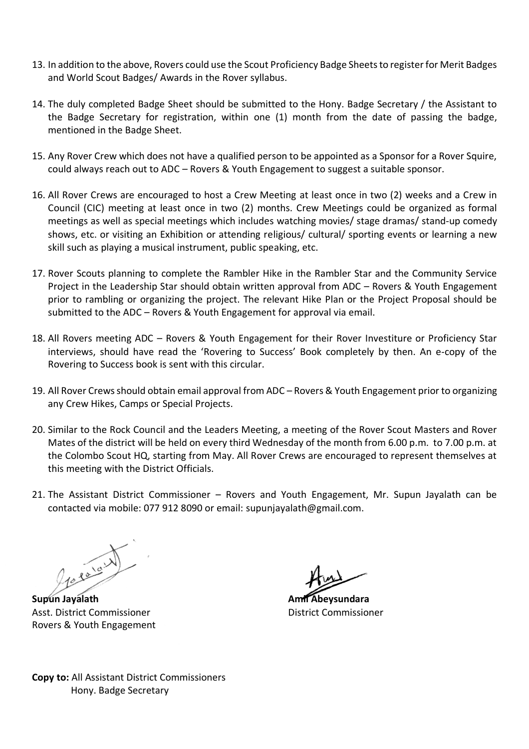13. In addition to the above, Rovers could use the Scout Proficiency Badge Sheets to register for Merit Badges and World Scout Badges/ Awards in the Rover syllabus.

14. The duly completed Badge Sheet should be submitted to the Hony. Badge Secretary / the Assistant to the Badge Secretary for registration, within one (1) month from the date of passing the badge, mentioned in the Badge Sheet.

15. Any Rover Crew which does not have a qualified person to be appointed as a Sponsor for a Rover Squire, could always reach out to ADC – Rovers & Youth Engagement to suggest a suitable sponsor.

16. All Rover Crews are encouraged to host a Crew Meeting at least once in two (2) weeks and a Crew in Council (CIC) meeting at least once in two (2) months. Crew Meetings could be organized as formal meetings as well as special meetings which includes watching movies/ stage dramas/ stand-up comedy shows, etc. or visiting an Exhibition or attending religious/ cultural/ sporting events or learning a new skill such as playing a musical instrument, public speaking, etc.

17. Rover Scouts planning to complete the Rambler Hike in the Rambler Star and the Community Service Project in the Leadership Star should obtain written approval from ADC – Rovers & Youth Engagement prior to rambling or organizing the project. The relevant Hike Plan or the Project Proposal should be submitted to the ADC – Rovers & Youth Engagement for approval via email.

18. All Rovers meeting ADC – Rovers & Youth Engagement for their Rover Investiture or Proficiency Star interviews, should have read the 'Rovering to Success' Book completely by then. An e-copy of the Rovering to Success book is sent with this circular.

19. All Rover Crews should obtain email approval from ADC – Rovers & Youth Engagement prior to organizing any Crew Hikes, Camps or Special Projects.

20. Similar to the Rock Council and the Leaders Meeting, a meeting of the Rover Scout Masters and Rover Mates of the district will be held on every third Wednesday of the month from 6.00 p.m. to 7.00 p.m. at the Colombo Scout HQ, starting from May. All Rover Crews are encouraged to represent themselves at this meeting with the District Officials.

21. The Assistant District Commissioner – Rovers and Youth Engagement, Mr. Supun Jayalath can be contacted via mobile: 077 912 8090 or email: supunjayalath@gmail.com.

**Supun Jayalath**
Asst. District Commissioner
Rovers & Youth Engagement

**Amil Abeysundara**
District Commissioner

**Copy to:** All Assistant District Commissioners
Hony. Badge Secretary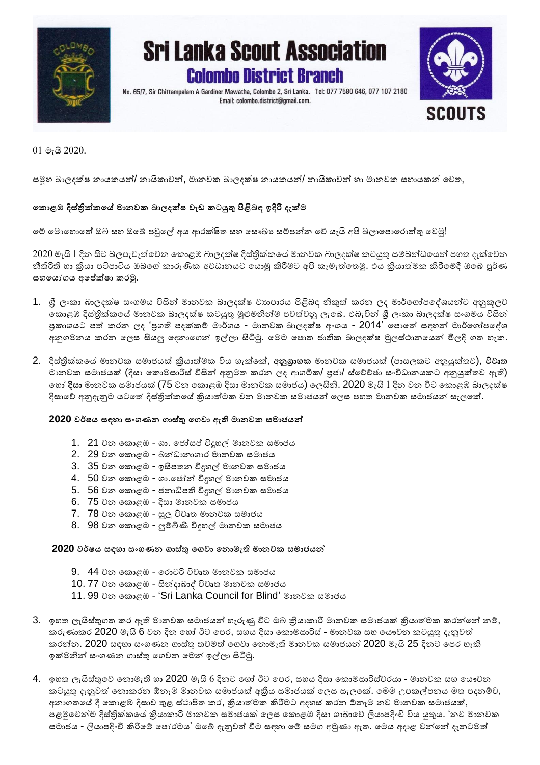# Sri Lanka Scout Association

## Colombo District Branch

No. 65/7, Sir Chittampalam A Gardiner Mawatha, Colombo 2, Sri Lanka. Tel: 077 7580 646, 077 107 2180
Email: colombo.district@gmail.com.

SCOUTS

01 මැයි 2020.

සමූහ බාලදක්ෂ නායකයන්/ නායිකාවන්, මානවක බාලදක්ෂ නායකයන්/ නායිකාවන් හා මානවක සහායකන් වෙත,

<u>**කොළඹ දිස්ත්‍රික්කයේ මානවක බාලදක්ෂ වැඩ කටයුතු පිළිබඳ ඉදිරි දැක්ම**</u>

මේ මොහොතේ ඔබ සහ ඔබේ පවුලේ අය ආරක්ෂිත සහ සෞඛ්‍ය සම්පන්න වේ යැයි අපි බලාපොරොත්තු වෙමු!

2020 මැයි 1 දින සිට බලපැවැත්වෙන කොළඹ බාලදක්ෂ දිස්ත්‍රික්කයේ මානවක බාලදක්ෂ කටයුතු සම්බන්ධයෙන් පහත දැක්වෙන නීතිරීති හා ක්‍රියා පටිපාටිය ඔබගේ කාරුණික අවධානයට යොමු කිරීමට අපි කැමැත්තෙමු. එය ක්‍රියාත්මක කිරීමේදී ඔබේ පූර්ණ සහයෝගය අපේක්ෂා කරමු.

1. ශ්‍රී ලංකා බාලදක්ෂ සංගමය විසින් මානවක බාලදක්ෂ ව්‍යාපාරය පිළිබඳ නිකුත් කරන ලද මාර්ගෝපදේශයන්ට අනුකූලව කොළඹ දිස්ත්‍රික්කයේ මානවක බාලදක්ෂ කටයුතු මුළුමනින්ම පවත්වනු ලැබේ. එබැවින් ශ්‍රී ලංකා බාලදක්ෂ සංගමය විසින් ප්‍රකාශයට පත් කරන ලද 'ප්‍රගති පදක්කම් මාර්ගය - මානවක බාලදක්ෂ අංශය - 2014' පොතේ සඳහන් මාර්ගෝපදේශ අනුගමනය කරන ලෙස සියලු දෙනාගෙන් ඉල්ලා සිටිමු. මෙම පොත ජාතික බාලදක්ෂ මූලස්ථානයෙන් මිලදී ගත හැක.

2. දිස්ත්‍රික්කයේ මානවක සමාජයක් ක්‍රියාත්මක විය හැක්කේ, **අනුග්‍රාහක** මානවක සමාජයක් (පාසලකට අනුයුක්තව), **විවෘත** මානවක සමාජයක් (දිසා කොමසාරිස් විසින් අනුමත කරන ලද ආගමික/ ප්‍රජා/ ස්වේච්ඡා සංවිධානයකට අනුයුක්තව ඇති) හෝ **දිසා** මානවක සමාජයක් (75 වන කොළඹ දිසා මානවක සමාජය) ලෙසිනි. 2020 මැයි 1 දින වන විට කොළඹ බාලදක්ෂ දිසාවේ අනුදැනුම යටතේ දිස්ත්‍රික්කයේ ක්‍රියාත්මක වන මානවක සමාජයන් ලෙස පහත මානවක සමාජයන් සැලකේ.

   **2020 වර්ෂය සඳහා සංගණන ගාස්තු ගෙවා ඇති මානවක සමාජයන්**

   1. 21 වන කොළඹ - ශා. ජෝසප් විද්‍යාලය මානවක සමාජය
   2. 29 වන කොළඹ - බන්ධනාගාර මානවක සමාජය
   3. 35 වන කොළඹ - ඉසිපතන විද්‍යාලය මානවක සමාජය
   4. 50 වන කොළඹ - ශා.ජෝන් විද්‍යාලය මානවක සමාජය
   5. 56 වන කොළඹ - ජනාධිපති විද්‍යාලය මානවක සමාජය
   6. 75 වන කොළඹ - දිසා මානවක සමාජය
   7. 78 වන කොළඹ - සුලු විවෘත මානවක සමාජය
   8. 98 වන කොළඹ - ලුම්බිණි විද්‍යාලය මානවක සමාජය

   **2020 වර්ෂය සඳහා සංගණන ගාස්තු ගෙවා නොමැති මානවක සමාජයන්**

   9. 44 වන කොළඹ - රොටරි විවෘත මානවක සමාජය
   10. 77 වන කොළඹ - සින්දාබාද් විවෘත මානවක සමාජය
   11. 99 වන කොළඹ - 'Sri Lanka Council for Blind' මානවක සමාජය

3. ඉහත ලැයිස්තුගත කර ඇති මානවක සමාජයන් හැරුණු විට ඔබ ක්‍රියාකාරී මානවක සමාජයක් ක්‍රියාත්මක කරන්නේ නම්, කරුණාකර 2020 මැයි 6 වන දින හෝ ඊට පෙර, සහය දිසා කොමසාරිස් - මානවක සහ යෞවන කටයුතු දැනුවත් කරන්න. 2020 සඳහා සංගණන ගාස්තු තවමත් ගෙවා නොමැති මානවක සමාජයන් 2020 මැයි 25 දිනට පෙර හැකි ඉක්මනින් සංගණන ගාස්තු ගෙවන මෙන් ඉල්ලා සිටිමු.

4. ඉහත ලැයිස්තුවේ නොමැති හා 2020 මැයි 6 දිනට හෝ ඊට පෙර, සහය දිසා කොමසාරිස්වරයා - මානවක සහ යෞවන කටයුතු දැනුවත් නොකරන ඕනෑම මානවක සමාජයක් අක්‍රිය සමාජයක් ලෙස සැලකේ. මෙම උපකල්පනය මත පදනම්ව, අනාගතයේ දී කොළඹ දිසාව තුළ ස්ථාපිත කර, ක්‍රියාත්මක කිරීමට අදහස් කරන ඕනෑම නව මානවක සමාජයක්, පළමුවෙන්ම දිස්ත්‍රික්කයේ ක්‍රියාකාරී මානවක සමාජයක් ලෙස කොළඹ දිසා ශාඛාවේ ලියාපදිංචි විය යුතුය. 'නව මානවක සමාජය - ලියාපදිංචි කිරීමේ පෝරමය' ඔබේ දැනුවත් වීම සඳහා මේ සමග අමුණා ඇත. මෙය අදාළ වන්නේ දැනටමත්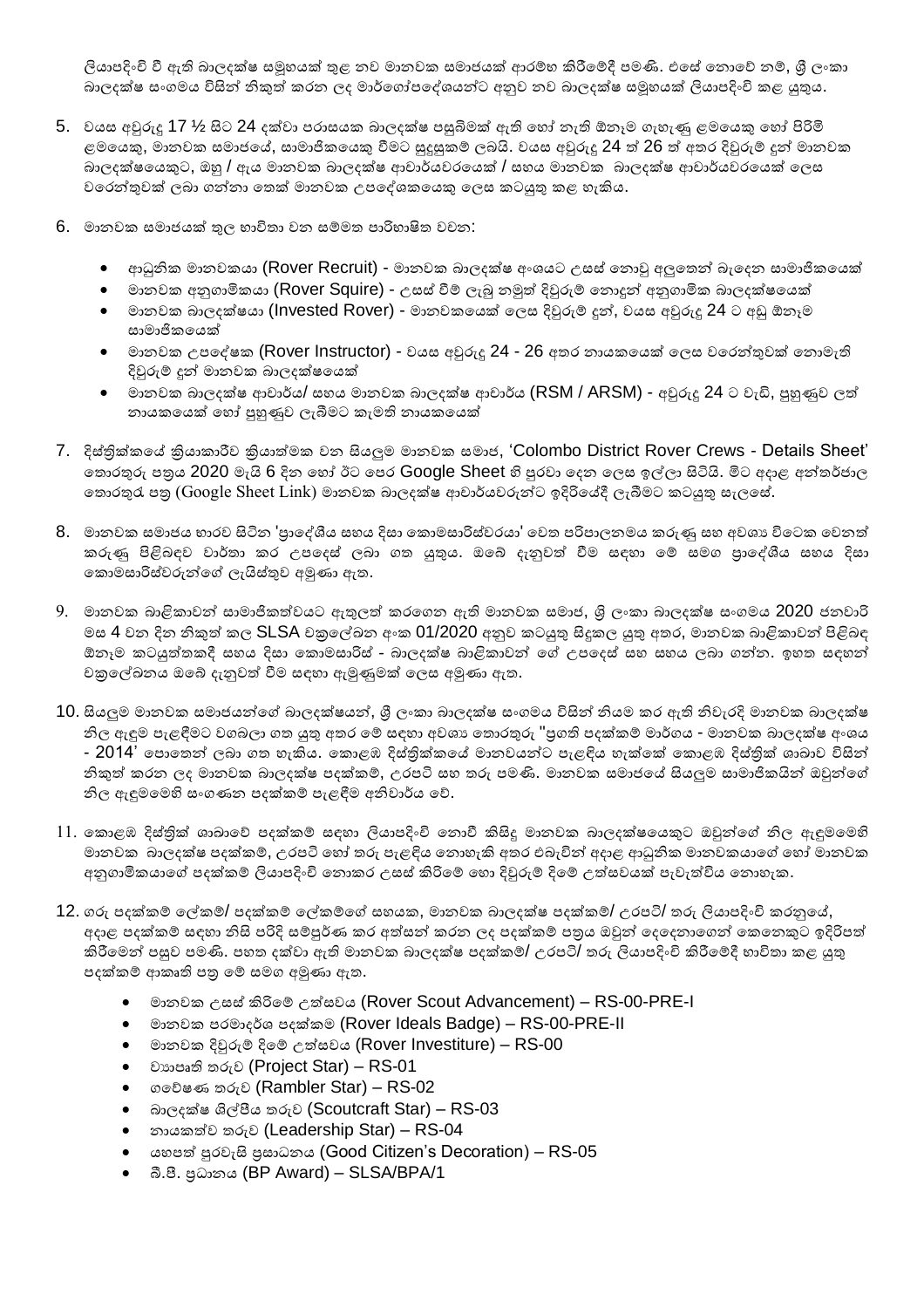ලියාපදිංචි වී ඇති බාලදක්ෂ සමූහයක් තුළ නව මානවක සමාජයක් ආරම්භ කිරීමේදී පමණි. එසේ නොවේ නම්, ශ්‍රී ලංකා බාලදක්ෂ සංගමය විසින් නිකුත් කරන ලද මාර්ගෝපදේශයන්ට අනුව නව බාලදක්ෂ සමූහයක් ලියාපදිංචි කළ යුතුය.

5. වයස අවුරුදු 17 ½ සිට 24 දක්වා පරාසයක බාලදක්ෂ පසුබිමක් ඇති හෝ නැති ඕනෑම ගැහැණු ළමයෙකු හෝ පිරිමි ළමයෙකු, මානවක සමාජයේ, සාමාජිකයෙකු වීමට සුදුසුකම් ලබයි. වයස අවුරුදු 24 ත් 26 ත් අතර දිවුරුම් දුන් මානවක බාලදක්ෂයෙකුට, ඔහු / ඇය මානවක බාලදක්ෂ ආචාර්යවරයෙක් / සහය මානවක බාලදක්ෂ ආචාර්යවරයෙක් ලෙස වරෙන්තුවක් ලබා ගන්නා තෙක් මානවක උපදේශකයෙකු ලෙස කටයුතු කළ හැකිය.

6. මානවක සමාජයක් තුල භාවිතා වන සම්මත පාරිභාෂිත වචන:

   - ආධුනික මානවකයා (Rover Recruit) - මානවක බාලදක්ෂ අංශයට උසස් නොවූ අලුතෙන් බැඳෙන සාමාජිකයෙක්
   - මානවක අනුගාමිකයා (Rover Squire) - උසස් වීම් ලැබූ නමුත් දිවුරුම් නොදුන් අනුගාමික බාලදක්ෂයෙක්
   - මානවක බාලදක්ෂයා (Invested Rover) - මානවකයෙක් ලෙස දිවුරුම් දුන්, වයස අවුරුදු 24 ට අඩු ඕනෑම සාමාජිකයෙක්
   - මානවක උපදේශක (Rover Instructor) - වයස අවුරුදු 24 - 26 අතර නායකයෙක් ලෙස වරෙන්තුවක් නොමැති දිවුරුම් දුන් මානවක බාලදක්ෂයෙක්
   - මානවක බාලදක්ෂ ආචාර්ය/ සහය මානවක බාලදක්ෂ ආචාර්ය (RSM / ARSM) - අවුරුදු 24 ට වැඩි, පුහුණුව ලත් නායකයෙක් හෝ පුහුණුව ලැබීමට කැමති නායකයෙක්

7. දිස්ත්‍රික්කයේ ක්‍රියාකාරීව ක්‍රියාත්මක වන සියලුම මානවක සමාජ, 'Colombo District Rover Crews - Details Sheet' තොරතුරු පත්‍රය 2020 මැයි 6 දින හෝ ඊට පෙර Google Sheet හි පුරවා දෙන ලෙස ඉල්ලා සිටියි. මීට අදාළ අන්තර්ජාල තොරතුරු පත්‍ර (Google Sheet Link) මානවක බාලදක්ෂ ආචාර්යවරුන්ට ඉදිරියේදී ලැබීමට කටයුතු සැලසේ.

8. මානවක සමාජය භාරව සිටින 'ප්‍රාදේශීය සහය දිසා කොමසාරිස්වරයා' වෙත පරිපාලනමය කරුණු සහ අවශ්‍ය විටෙක වෙනත් කරුණු පිළිබඳව වාර්තා කර උපදෙස් ලබා ගත යුතුය. ඔබේ දැනුවත් වීම සඳහා මේ සමග ප්‍රාදේශීය සහය දිසා කොමසාරිස්වරුන්ගේ ලැයිස්තුව අමුණා ඇත.

9. මානවක බාළිකාවන් සාමාජිකත්වයට ඇතුලත් කරගෙන ඇති මානවක සමාජ, ශ්‍රී ලංකා බාලදක්ෂ සංගමය 2020 ජනවාරි මස 4 වන දින නිකුත් කල SLSA චක්‍රලේඛන අංක 01/2020 අනුව කටයුතු සිදුකල යුතු අතර, මානවක බාළිකාවන් පිළිබඳ ඕනෑම කටයුත්තකදී සහය දිසා කොමසාරිස් - බාලදක්ෂ බාළිකාවන් ගේ උපදෙස් සහ සහය ලබා ගන්න. ඉහත සඳහන් චක්‍රලේඛනය ඔබේ දැනුවත් වීම සඳහා ඇමුණුමක් ලෙස අමුණා ඇත.

10. සියලුම මානවක සමාජයන්ගේ බාලදක්ෂයන්, ශ්‍රී ලංකා බාලදක්ෂ සංගමය විසින් නියම කර ඇති නිවැරදි මානවක බාලදක්ෂ නිල ඇඳුම පැළඳීමට වගබලා ගත යුතු අතර මේ සඳහා අවශ්‍ය තොරතුරු "ප්‍රගති පදක්කම් මාර්ගය - මානවක බාලදක්ෂ අංශය - 2014' පොතෙන් ලබා ගත හැකිය. කොළඹ දිස්ත්‍රික්කයේ මානවයන්ට පැළඳිය හැක්කේ කොළඹ දිස්ත්‍රික් ශාඛාව විසින් නිකුත් කරන ලද මානවක බාලදක්ෂ පදක්කම්, උරපටි සහ තරු පමණි. මානවක සමාජයේ සියලුම සාමාජිකයින් ඔවුන්ගේ නිල ඇඳුමෙහි සංගණන පදක්කම් පැළඳීම අනිවාර්ය වේ.

11. කොළඹ දිස්ත්‍රික් ශාඛාවේ පදක්කම් සඳහා ලියාපදිංචි නොවී කිසිදු මානවක බාලදක්ෂයෙකුට ඔවුන්ගේ නිල ඇඳුමෙහි මානවක බාලදක්ෂ පදක්කම්, උරපටි හෝ තරු පැළඳිය නොහැකි අතර එබැවින් අදාළ ආධුනික මානවකයාගේ හෝ මානවක අනුගාමිකයාගේ පදක්කම් ලියාපදිංචි නොකර උසස් කිරීමේ හො දිවුරුම් දීමේ උත්සවයක් පැවැත්විය නොහැක.

12. ගරු පදක්කම් ලේකම්/ පදක්කම් ලේකම්ගේ සහයක, මානවක බාලදක්ෂ පදක්කම්/ උරපටි/ තරු ලියාපදිංචි කරනුයේ, අදාළ පදක්කම් සඳහා නිසි පරිදි සම්පූර්ණ කර අත්සන් කරන ලද පදක්කම් පත්‍රය ඔවුන් දෙදෙනාගෙන් කෙනෙකුට ඉදිරිපත් කිරීමෙන් පසුව පමණි. පහත දක්වා ඇති මානවක බාලදක්ෂ පදක්කම්/ උරපටි/ තරු ලියාපදිංචි කිරීමේදී භාවිතා කළ යුතු පදක්කම් ආකෘති පත්‍ර මේ සමග අමුණා ඇත.

   - මානවක උසස් කිරීමේ උත්සවය (Rover Scout Advancement) – RS-00-PRE-I
   - මානවක පරමාදර්ශ පදක්කම (Rover Ideals Badge) – RS-00-PRE-II
   - මානවක දිවුරුම් දීමේ උත්සවය (Rover Investiture) – RS-00
   - ව්‍යාපෘති තරුව (Project Star) – RS-01
   - ගවේෂණ තරුව (Rambler Star) – RS-02
   - බාලදක්ෂ ශිල්පීය තරුව (Scoutcraft Star) – RS-03
   - නායකත්ව තරුව (Leadership Star) – RS-04
   - යහපත් පුරවැසි ප්‍රසාධනය (Good Citizen's Decoration) – RS-05
   - බී.පී. ප්‍රධානය (BP Award) – SLSA/BPA/1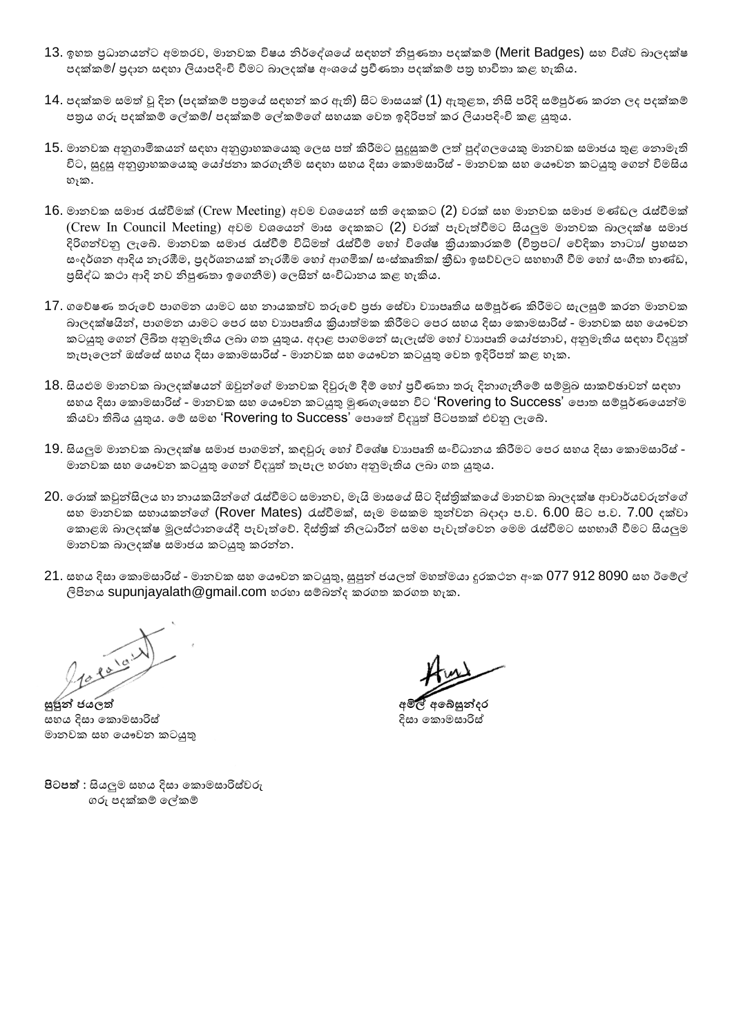13. ඉහත ප්‍රධානයන්ට අමතරව, මානවක විෂය නිර්දේශයේ සඳහන් නිපුණතා පදක්කම් (Merit Badges) සහ විශ්ව බාලදක්ෂ පදක්කම්/ ප්‍රදාන සඳහා ලියාපදිංචි වීමට බාලදක්ෂ අංශයේ ප්‍රවීණතා පදක්කම් පත්‍ර භාවිතා කළ හැකිය.

14. පදක්කම සමත් වූ දින (පදක්කම් පත්‍රයේ සඳහන් කර ඇති) සිට මාසයක් (1) ඇතුළත, නිසි පරිදි සම්පූර්ණ කරන ලද පදක්කම් පත්‍රය ගරු පදක්කම් ලේකම්/ පදක්කම් ලේකම්ගේ සහයක වෙත ඉදිරිපත් කර ලියාපදිංචි කළ යුතුය.

15. මානවක අනුගාමිකයන් සඳහා අනුග්‍රාහකයෙකු ලෙස පත් කිරීමට සුදුසුකම් ලත් පුද්ගලයෙකු මානවක සමාජය තුළ නොමැති විට, සුදුසු අනුග්‍රාහකයෙකු යෝජනා කරගැනීම සඳහා සහය දිසා කොමසාරිස් - මානවක සහ යෞවන කටයුතු ගෙන් විමසිය හැක.

16. මානවක සමාජ රැස්වීමක් (Crew Meeting) අවම වශයෙන් සති දෙකකට (2) වරක් සහ මානවක සමාජ මණ්ඩල රැස්වීමක් (Crew In Council Meeting) අවම වශයෙන් මාස දෙකකට (2) වරක් පැවැත්වීමට සියලුම මානවක බාලදක්ෂ සමාජ දිරිගන්වනු ලැබේ. මානවක සමාජ රැස්වීම් විධිමත් රැස්වීම් හෝ විශේෂ ක්‍රියාකාරකම් (චිත්‍රපට/ වේදිකා නාට්‍ය/ ප්‍රහසන සංදර්ශන ආදිය නැරඹීම, ප්‍රදර්ශනයක් නැරඹීම හෝ ආගමික/ සංස්කෘතික/ ක්‍රීඩා ඉසව්වලට සහභාගී වීම හෝ සංගීත භාණ්ඩ, ප්‍රසිද්ධ කථා ආදි නව නිපුණතා ඉගෙනීම) ලෙසින් සංවිධානය කළ හැකිය.

17. ගවේෂණ තරුවේ පාගමන යාමට සහ නායකත්ව තරුවේ ප්‍රජා සේවා ව්‍යාපෘතිය සම්පූර්ණ කිරීමට සැලසුම් කරන මානවක බාලදක්ෂයින්, පාගමන යාමට පෙර සහ ව්‍යාපෘතිය ක්‍රියාත්මක කිරීමට පෙර සහය දිසා කොමසාරිස් - මානවක සහ යෞවන කටයුතු ගෙන් ලිඛිත අනුමැතිය ලබා ගත යුතුය. අදාළ පාගමනේ සැලැස්ම හෝ ව්‍යාපෘති යෝජනාව, අනුමැතිය සඳහා විද්‍යුත් තැපෑලෙන් ඔස්සේ සහය දිසා කොමසාරිස් - මානවක සහ යෞවන කටයුතු වෙත ඉදිරිපත් කළ හැක.

18. සියළුම මානවක බාලදක්ෂයන් ඔවුන්ගේ මානවක දිවුරුම් දීම් හෝ ප්‍රවීණතා තරු දිනාගැනීමේ සම්මුඛ සාකච්ඡාවන් සඳහා සහය දිසා කොමසාරිස් - මානවක සහ යෞවන කටයුතු මුණගැසෙන විට 'Rovering to Success' පොත සම්පූර්ණයෙන්ම කියවා තිබිය යුතුය. මේ සමඟ 'Rovering to Success' පොතේ විද්‍යුත් පිටපතක් එවනු ලැබේ.

19. සියලුම මානවක බාලදක්ෂ සමාජ පාගමන්, කඳවුරු හෝ විශේෂ ව්‍යාපෘති සංවිධානය කිරීමට පෙර සහය දිසා කොමසාරිස් - මානවක සහ යෞවන කටයුතු ගෙන් විද්‍යුත් තැපැල හරහා අනුමැතිය ලබා ගත යුතුය.

20. රොක් කවුන්සිලය හා නායකයින්ගේ රැස්වීමට සමානව, මැයි මාසයේ සිට දිස්ත්‍රික්කයේ මානවක බාලදක්ෂ ආචාර්යවරුන්ගේ සහ මානවක සහායකන්ගේ (Rover Mates) රැස්වීමක්, සෑම මසකම තුන්වන බදාදා ප.ව. 6.00 සිට ප.ව. 7.00 දක්වා කොළඹ බාලදක්ෂ මූලස්ථානයේදී පැවැත්වේ. දිස්ත්‍රික් නිලධාරීන් සමඟ පැවැත්වෙන මෙම රැස්වීමට සහභාගී වීමට සියලුම මානවක බාලදක්ෂ සමාජය කටයුතු කරන්න.

21. සහය දිසා කොමසාරිස් - මානවක සහ යෞවන කටයුතු, සුපුන් ජයලත් මහත්මයා දුරකථන අංක 077 912 8090 සහ ඊමේල් ලිපිනය supunjayalath@gmail.com හරහා සම්බන්ද කරගත කරගත හැක.

**සුපුන් ජයලත්**
සහය දිසා කොමසාරිස්
මානවක සහ යෞවන කටයුතු

**අමිල් අබේසුන්දර**
දිසා කොමසාරිස්

**පිටපත් :** සියලුම සහය දිසා කොමසාරිස්වරු
ගරු පදක්කම් ලේකම්